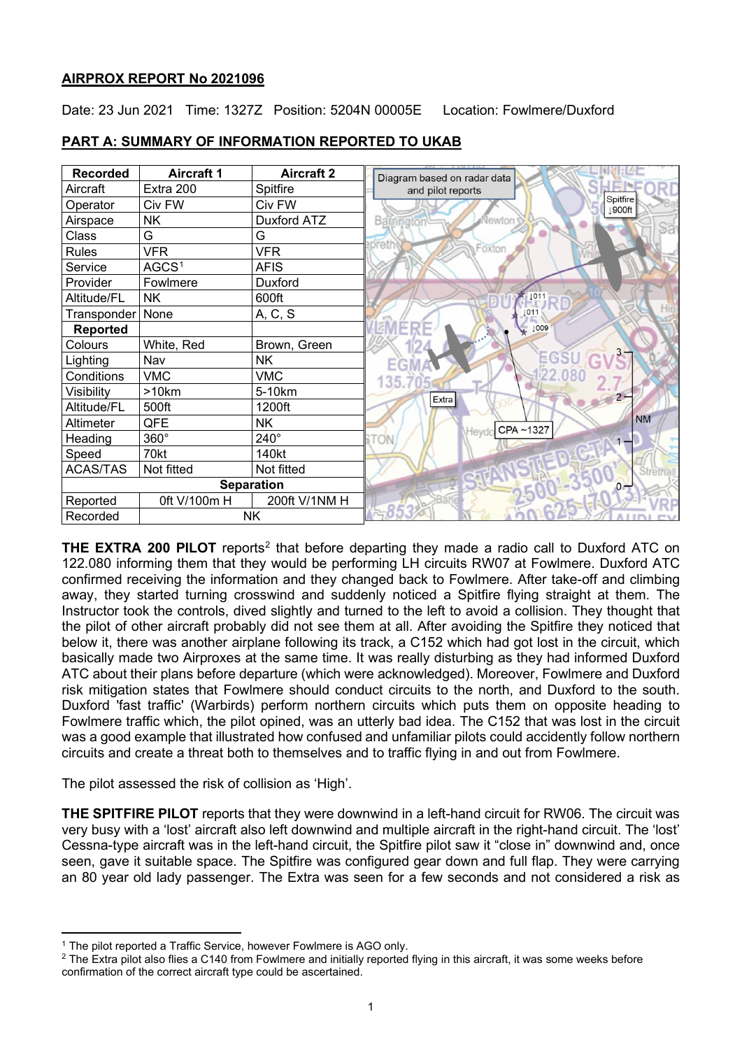**AIRPROX REPORT No 2021096**

Date: 23 Jun 2021 Time: 1327Z Position: 5204N 00005E Location: Fowlmere/Duxford

**PART A: SUMMARY OF INFORMATION REPORTED TO UKAB**

| Recorded | Aircraft 1 | Aircraft 2 |
|---|---|---|
| Aircraft | Extra 200 | Spitfire |
| Operator | Civ FW | Civ FW |
| Airspace | NK | Duxford ATZ |
| Class | G | G |
| Rules | VFR | VFR |
| Service | AGCS[1] | AFIS |
| Provider | Fowlmere | Duxford |
| Altitude/FL | NK | 600ft |
| Transponder | None | A, C, S |
| **Reported** | | |
| Colours | White, Red | Brown, Green |
| Lighting | Nav | NK |
| Conditions | VMC | VMC |
| Visibility | >10km | 5-10km |
| Altitude/FL | 500ft | 1200ft |
| Altimeter | QFE | NK |
| Heading | 360° | 240° |
| Speed | 70kt | 140kt |
| ACAS/TAS | Not fitted | Not fitted |
| **Separation** | | |
| Reported | 0ft V/100m H | 200ft V/1NM H |
| Recorded | NK | |

Diagram based on radar data and pilot reports

**THE EXTRA 200 PILOT** reports[2] that before departing they made a radio call to Duxford ATC on 122.080 informing them that they would be performing LH circuits RW07 at Fowlmere. Duxford ATC confirmed receiving the information and they changed back to Fowlmere. After take-off and climbing away, they started turning crosswind and suddenly noticed a Spitfire flying straight at them. The Instructor took the controls, dived slightly and turned to the left to avoid a collision. They thought that the pilot of other aircraft probably did not see them at all. After avoiding the Spitfire they noticed that below it, there was another airplane following its track, a C152 which had got lost in the circuit, which basically made two Airproxes at the same time. It was really disturbing as they had informed Duxford ATC about their plans before departure (which were acknowledged). Moreover, Fowlmere and Duxford risk mitigation states that Fowlmere should conduct circuits to the north, and Duxford to the south. Duxford 'fast traffic' (Warbirds) perform northern circuits which puts them on opposite heading to Fowlmere traffic which, the pilot opined, was an utterly bad idea. The C152 that was lost in the circuit was a good example that illustrated how confused and unfamiliar pilots could accidently follow northern circuits and create a threat both to themselves and to traffic flying in and out from Fowlmere.

The pilot assessed the risk of collision as 'High'.

**THE SPITFIRE PILOT** reports that they were downwind in a left-hand circuit for RW06. The circuit was very busy with a 'lost' aircraft also left downwind and multiple aircraft in the right-hand circuit. The 'lost' Cessna-type aircraft was in the left-hand circuit, the Spitfire pilot saw it "close in" downwind and, once seen, gave it suitable space. The Spitfire was configured gear down and full flap. They were carrying an 80 year old lady passenger. The Extra was seen for a few seconds and not considered a risk as

[1] The pilot reported a Traffic Service, however Fowlmere is AGO only.

[2] The Extra pilot also flies a C140 from Fowlmere and initially reported flying in this aircraft, it was some weeks before confirmation of the correct aircraft type could be ascertained.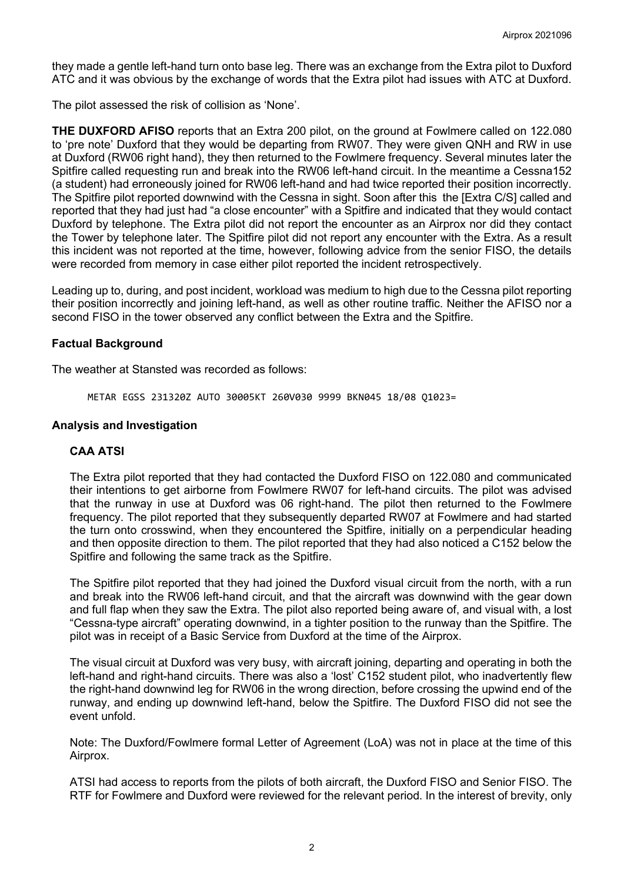they made a gentle left-hand turn onto base leg. There was an exchange from the Extra pilot to Duxford ATC and it was obvious by the exchange of words that the Extra pilot had issues with ATC at Duxford.

The pilot assessed the risk of collision as 'None'.

**THE DUXFORD AFISO** reports that an Extra 200 pilot, on the ground at Fowlmere called on 122.080 to 'pre note' Duxford that they would be departing from RW07. They were given QNH and RW in use at Duxford (RW06 right hand), they then returned to the Fowlmere frequency. Several minutes later the Spitfire called requesting run and break into the RW06 left-hand circuit. In the meantime a Cessna152 (a student) had erroneously joined for RW06 left-hand and had twice reported their position incorrectly. The Spitfire pilot reported downwind with the Cessna in sight. Soon after this the [Extra C/S] called and reported that they had just had "a close encounter" with a Spitfire and indicated that they would contact Duxford by telephone. The Extra pilot did not report the encounter as an Airprox nor did they contact the Tower by telephone later. The Spitfire pilot did not report any encounter with the Extra. As a result this incident was not reported at the time, however, following advice from the senior FISO, the details were recorded from memory in case either pilot reported the incident retrospectively.

Leading up to, during, and post incident, workload was medium to high due to the Cessna pilot reporting their position incorrectly and joining left-hand, as well as other routine traffic. Neither the AFISO nor a second FISO in the tower observed any conflict between the Extra and the Spitfire.

## Factual Background

The weather at Stansted was recorded as follows:

```
METAR EGSS 231320Z AUTO 30005KT 260V030 9999 BKN045 18/08 Q1023=
```

## Analysis and Investigation

### CAA ATSI

The Extra pilot reported that they had contacted the Duxford FISO on 122.080 and communicated their intentions to get airborne from Fowlmere RW07 for left-hand circuits. The pilot was advised that the runway in use at Duxford was 06 right-hand. The pilot then returned to the Fowlmere frequency. The pilot reported that they subsequently departed RW07 at Fowlmere and had started the turn onto crosswind, when they encountered the Spitfire, initially on a perpendicular heading and then opposite direction to them. The pilot reported that they had also noticed a C152 below the Spitfire and following the same track as the Spitfire.

The Spitfire pilot reported that they had joined the Duxford visual circuit from the north, with a run and break into the RW06 left-hand circuit, and that the aircraft was downwind with the gear down and full flap when they saw the Extra. The pilot also reported being aware of, and visual with, a lost "Cessna-type aircraft" operating downwind, in a tighter position to the runway than the Spitfire. The pilot was in receipt of a Basic Service from Duxford at the time of the Airprox.

The visual circuit at Duxford was very busy, with aircraft joining, departing and operating in both the left-hand and right-hand circuits. There was also a 'lost' C152 student pilot, who inadvertently flew the right-hand downwind leg for RW06 in the wrong direction, before crossing the upwind end of the runway, and ending up downwind left-hand, below the Spitfire. The Duxford FISO did not see the event unfold.

Note: The Duxford/Fowlmere formal Letter of Agreement (LoA) was not in place at the time of this Airprox.

ATSI had access to reports from the pilots of both aircraft, the Duxford FISO and Senior FISO. The RTF for Fowlmere and Duxford were reviewed for the relevant period. In the interest of brevity, only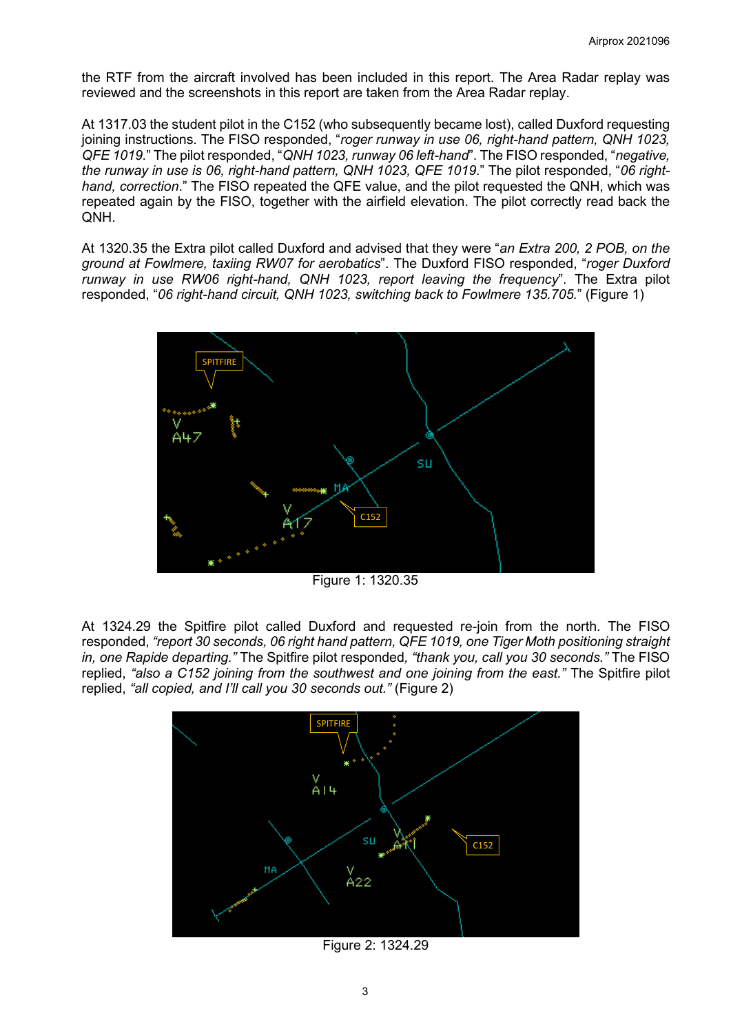the RTF from the aircraft involved has been included in this report. The Area Radar replay was reviewed and the screenshots in this report are taken from the Area Radar replay.

At 1317.03 the student pilot in the C152 (who subsequently became lost), called Duxford requesting joining instructions. The FISO responded, "*roger runway in use 06, right-hand pattern, QNH 1023, QFE 1019.*" The pilot responded, "*QNH 1023, runway 06 left-hand*". The FISO responded, "*negative, the runway in use is 06, right-hand pattern, QNH 1023, QFE 1019.*" The pilot responded, "*06 right-hand, correction.*" The FISO repeated the QFE value, and the pilot requested the QNH, which was repeated again by the FISO, together with the airfield elevation. The pilot correctly read back the QNH.

At 1320.35 the Extra pilot called Duxford and advised that they were "*an Extra 200, 2 POB, on the ground at Fowlmere, taxiing RW07 for aerobatics*". The Duxford FISO responded, "*roger Duxford runway in use RW06 right-hand, QNH 1023, report leaving the frequency*". The Extra pilot responded, "*06 right-hand circuit, QNH 1023, switching back to Fowlmere 135.705.*" (Figure 1)

Figure 1: 1320.35

At 1324.29 the Spitfire pilot called Duxford and requested re-join from the north. The FISO responded, *"report 30 seconds, 06 right hand pattern, QFE 1019, one Tiger Moth positioning straight in, one Rapide departing."* The Spitfire pilot responded, *"thank you, call you 30 seconds."* The FISO replied, *"also a C152 joining from the southwest and one joining from the east."* The Spitfire pilot replied, *"all copied, and I'll call you 30 seconds out."* (Figure 2)

Figure 2: 1324.29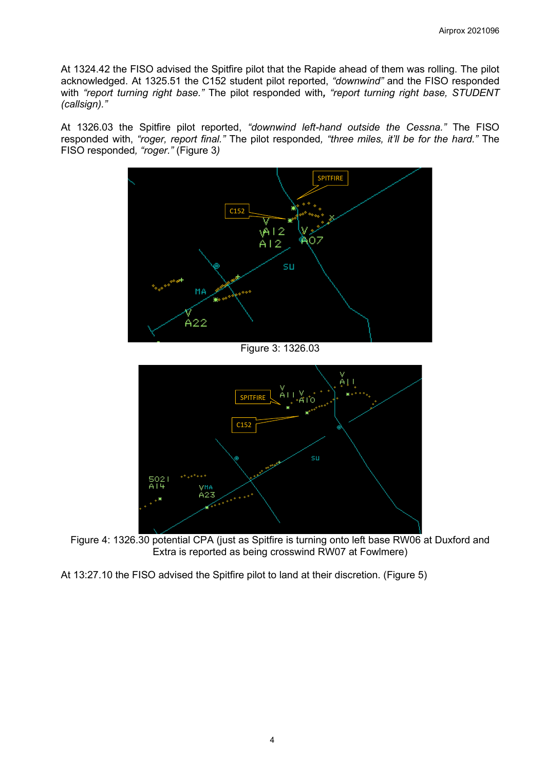At 1324.42 the FISO advised the Spitfire pilot that the Rapide ahead of them was rolling. The pilot acknowledged. At 1325.51 the C152 student pilot reported, *"downwind"* and the FISO responded with *"report turning right base."* The pilot responded with**,** *"report turning right base, STUDENT (callsign)."*

At 1326.03 the Spitfire pilot reported, *"downwind left-hand outside the Cessna."* The FISO responded with, *"roger, report final."* The pilot responded, *"three miles, it'll be for the hard."* The FISO responded, *"roger."* (Figure 3*)*

Figure 3: 1326.03

Figure 4: 1326.30 potential CPA (just as Spitfire is turning onto left base RW06 at Duxford and Extra is reported as being crosswind RW07 at Fowlmere)

At 13:27.10 the FISO advised the Spitfire pilot to land at their discretion. (Figure 5)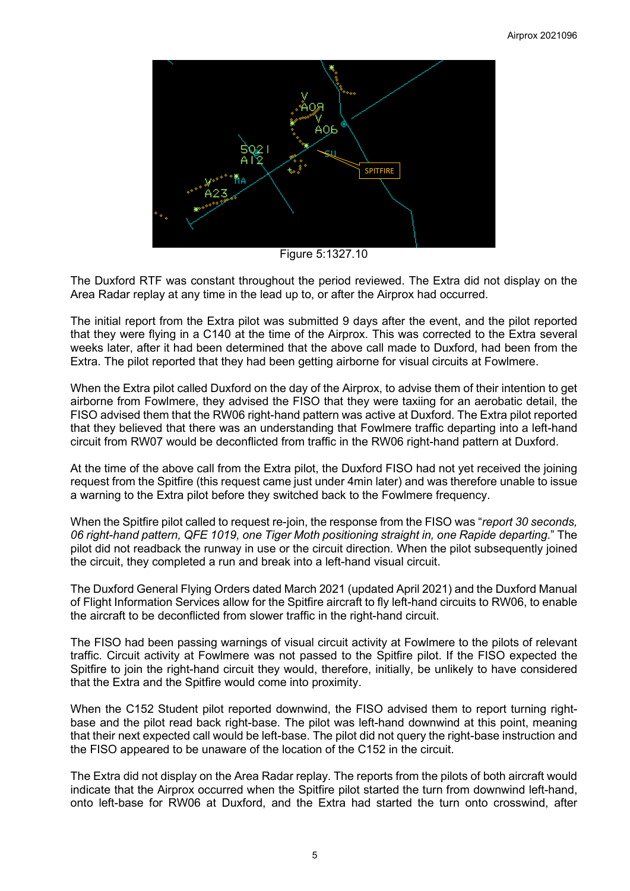Figure 5:1327.10

The Duxford RTF was constant throughout the period reviewed. The Extra did not display on the Area Radar replay at any time in the lead up to, or after the Airprox had occurred.

The initial report from the Extra pilot was submitted 9 days after the event, and the pilot reported that they were flying in a C140 at the time of the Airprox. This was corrected to the Extra several weeks later, after it had been determined that the above call made to Duxford, had been from the Extra. The pilot reported that they had been getting airborne for visual circuits at Fowlmere.

When the Extra pilot called Duxford on the day of the Airprox, to advise them of their intention to get airborne from Fowlmere, they advised the FISO that they were taxiing for an aerobatic detail, the FISO advised them that the RW06 right-hand pattern was active at Duxford. The Extra pilot reported that they believed that there was an understanding that Fowlmere traffic departing into a left-hand circuit from RW07 would be deconflicted from traffic in the RW06 right-hand pattern at Duxford.

At the time of the above call from the Extra pilot, the Duxford FISO had not yet received the joining request from the Spitfire (this request came just under 4min later) and was therefore unable to issue a warning to the Extra pilot before they switched back to the Fowlmere frequency.

When the Spitfire pilot called to request re-join, the response from the FISO was "*report 30 seconds, 06 right-hand pattern, QFE 1019, one Tiger Moth positioning straight in, one Rapide departing.*" The pilot did not readback the runway in use or the circuit direction. When the pilot subsequently joined the circuit, they completed a run and break into a left-hand visual circuit.

The Duxford General Flying Orders dated March 2021 (updated April 2021) and the Duxford Manual of Flight Information Services allow for the Spitfire aircraft to fly left-hand circuits to RW06, to enable the aircraft to be deconflicted from slower traffic in the right-hand circuit.

The FISO had been passing warnings of visual circuit activity at Fowlmere to the pilots of relevant traffic. Circuit activity at Fowlmere was not passed to the Spitfire pilot. If the FISO expected the Spitfire to join the right-hand circuit they would, therefore, initially, be unlikely to have considered that the Extra and the Spitfire would come into proximity.

When the C152 Student pilot reported downwind, the FISO advised them to report turning right-base and the pilot read back right-base. The pilot was left-hand downwind at this point, meaning that their next expected call would be left-base. The pilot did not query the right-base instruction and the FISO appeared to be unaware of the location of the C152 in the circuit.

The Extra did not display on the Area Radar replay. The reports from the pilots of both aircraft would indicate that the Airprox occurred when the Spitfire pilot started the turn from downwind left-hand, onto left-base for RW06 at Duxford, and the Extra had started the turn onto crosswind, after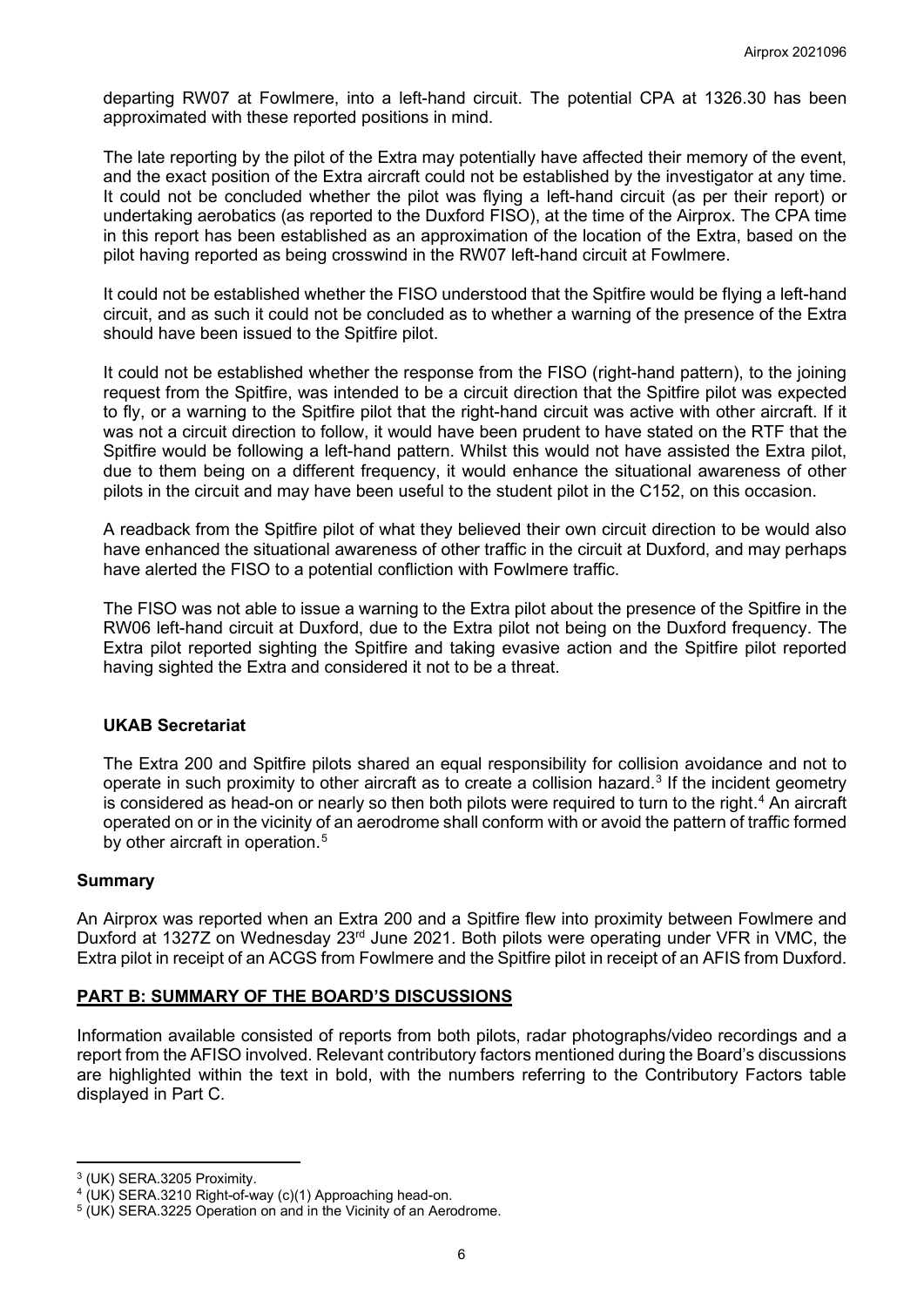departing RW07 at Fowlmere, into a left-hand circuit. The potential CPA at 1326.30 has been approximated with these reported positions in mind.

The late reporting by the pilot of the Extra may potentially have affected their memory of the event, and the exact position of the Extra aircraft could not be established by the investigator at any time. It could not be concluded whether the pilot was flying a left-hand circuit (as per their report) or undertaking aerobatics (as reported to the Duxford FISO), at the time of the Airprox. The CPA time in this report has been established as an approximation of the location of the Extra, based on the pilot having reported as being crosswind in the RW07 left-hand circuit at Fowlmere.

It could not be established whether the FISO understood that the Spitfire would be flying a left-hand circuit, and as such it could not be concluded as to whether a warning of the presence of the Extra should have been issued to the Spitfire pilot.

It could not be established whether the response from the FISO (right-hand pattern), to the joining request from the Spitfire, was intended to be a circuit direction that the Spitfire pilot was expected to fly, or a warning to the Spitfire pilot that the right-hand circuit was active with other aircraft. If it was not a circuit direction to follow, it would have been prudent to have stated on the RTF that the Spitfire would be following a left-hand pattern. Whilst this would not have assisted the Extra pilot, due to them being on a different frequency, it would enhance the situational awareness of other pilots in the circuit and may have been useful to the student pilot in the C152, on this occasion.

A readback from the Spitfire pilot of what they believed their own circuit direction to be would also have enhanced the situational awareness of other traffic in the circuit at Duxford, and may perhaps have alerted the FISO to a potential confliction with Fowlmere traffic.

The FISO was not able to issue a warning to the Extra pilot about the presence of the Spitfire in the RW06 left-hand circuit at Duxford, due to the Extra pilot not being on the Duxford frequency. The Extra pilot reported sighting the Spitfire and taking evasive action and the Spitfire pilot reported having sighted the Extra and considered it not to be a threat.

### UKAB Secretariat

The Extra 200 and Spitfire pilots shared an equal responsibility for collision avoidance and not to operate in such proximity to other aircraft as to create a collision hazard.[3] If the incident geometry is considered as head-on or nearly so then both pilots were required to turn to the right.[4] An aircraft operated on or in the vicinity of an aerodrome shall conform with or avoid the pattern of traffic formed by other aircraft in operation.[5]

## Summary

An Airprox was reported when an Extra 200 and a Spitfire flew into proximity between Fowlmere and Duxford at 1327Z on Wednesday 23rd June 2021. Both pilots were operating under VFR in VMC, the Extra pilot in receipt of an ACGS from Fowlmere and the Spitfire pilot in receipt of an AFIS from Duxford.

## PART B: SUMMARY OF THE BOARD'S DISCUSSIONS

Information available consisted of reports from both pilots, radar photographs/video recordings and a report from the AFISO involved. Relevant contributory factors mentioned during the Board's discussions are highlighted within the text in bold, with the numbers referring to the Contributory Factors table displayed in Part C.

---

[3] (UK) SERA.3205 Proximity.

[4] (UK) SERA.3210 Right-of-way (c)(1) Approaching head-on.

[5] (UK) SERA.3225 Operation on and in the Vicinity of an Aerodrome.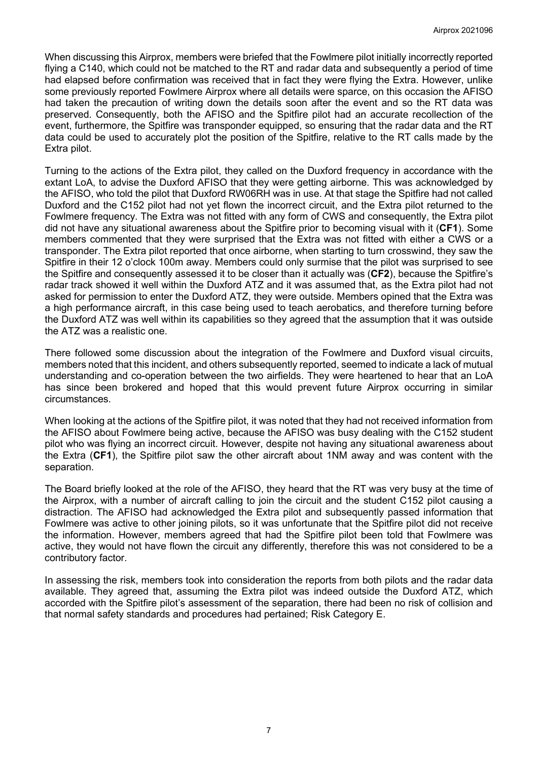When discussing this Airprox, members were briefed that the Fowlmere pilot initially incorrectly reported flying a C140, which could not be matched to the RT and radar data and subsequently a period of time had elapsed before confirmation was received that in fact they were flying the Extra. However, unlike some previously reported Fowlmere Airprox where all details were sparce, on this occasion the AFISO had taken the precaution of writing down the details soon after the event and so the RT data was preserved. Consequently, both the AFISO and the Spitfire pilot had an accurate recollection of the event, furthermore, the Spitfire was transponder equipped, so ensuring that the radar data and the RT data could be used to accurately plot the position of the Spitfire, relative to the RT calls made by the Extra pilot.

Turning to the actions of the Extra pilot, they called on the Duxford frequency in accordance with the extant LoA, to advise the Duxford AFISO that they were getting airborne. This was acknowledged by the AFISO, who told the pilot that Duxford RW06RH was in use. At that stage the Spitfire had not called Duxford and the C152 pilot had not yet flown the incorrect circuit, and the Extra pilot returned to the Fowlmere frequency. The Extra was not fitted with any form of CWS and consequently, the Extra pilot did not have any situational awareness about the Spitfire prior to becoming visual with it (**CF1**). Some members commented that they were surprised that the Extra was not fitted with either a CWS or a transponder. The Extra pilot reported that once airborne, when starting to turn crosswind, they saw the Spitfire in their 12 o'clock 100m away. Members could only surmise that the pilot was surprised to see the Spitfire and consequently assessed it to be closer than it actually was (**CF2**), because the Spitfire's radar track showed it well within the Duxford ATZ and it was assumed that, as the Extra pilot had not asked for permission to enter the Duxford ATZ, they were outside. Members opined that the Extra was a high performance aircraft, in this case being used to teach aerobatics, and therefore turning before the Duxford ATZ was well within its capabilities so they agreed that the assumption that it was outside the ATZ was a realistic one.

There followed some discussion about the integration of the Fowlmere and Duxford visual circuits, members noted that this incident, and others subsequently reported, seemed to indicate a lack of mutual understanding and co-operation between the two airfields. They were heartened to hear that an LoA has since been brokered and hoped that this would prevent future Airprox occurring in similar circumstances.

When looking at the actions of the Spitfire pilot, it was noted that they had not received information from the AFISO about Fowlmere being active, because the AFISO was busy dealing with the C152 student pilot who was flying an incorrect circuit. However, despite not having any situational awareness about the Extra (**CF1**), the Spitfire pilot saw the other aircraft about 1NM away and was content with the separation.

The Board briefly looked at the role of the AFISO, they heard that the RT was very busy at the time of the Airprox, with a number of aircraft calling to join the circuit and the student C152 pilot causing a distraction. The AFISO had acknowledged the Extra pilot and subsequently passed information that Fowlmere was active to other joining pilots, so it was unfortunate that the Spitfire pilot did not receive the information. However, members agreed that had the Spitfire pilot been told that Fowlmere was active, they would not have flown the circuit any differently, therefore this was not considered to be a contributory factor.

In assessing the risk, members took into consideration the reports from both pilots and the radar data available. They agreed that, assuming the Extra pilot was indeed outside the Duxford ATZ, which accorded with the Spitfire pilot's assessment of the separation, there had been no risk of collision and that normal safety standards and procedures had pertained; Risk Category E.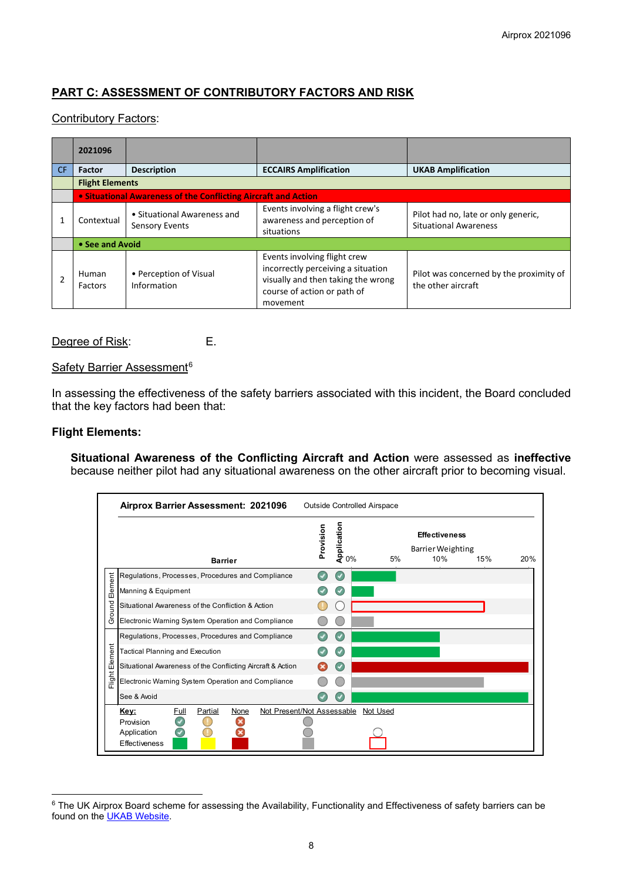## PART C: ASSESSMENT OF CONTRIBUTORY FACTORS AND RISK

Contributory Factors:

| | 2021096 | | | |
|---|---|---|---|---|
| CF | Factor | Description | ECCAIRS Amplification | UKAB Amplification |
| | Flight Elements | | | |
| | • Situational Awareness of the Conflicting Aircraft and Action | | | |
| 1 | Contextual | • Situational Awareness and Sensory Events | Events involving a flight crew's awareness and perception of situations | Pilot had no, late or only generic, Situational Awareness |
| | • See and Avoid | | | |
| 2 | Human Factors | • Perception of Visual Information | Events involving flight crew incorrectly perceiving a situation visually and then taking the wrong course of action or path of movement | Pilot was concerned by the proximity of the other aircraft |

Degree of Risk: E.

Safety Barrier Assessment[6]

In assessing the effectiveness of the safety barriers associated with this incident, the Board concluded that the key factors had been that:

**Flight Elements:**

**Situational Awareness of the Conflicting Aircraft and Action** were assessed as **ineffective** because neither pilot had any situational awareness on the other aircraft prior to becoming visual.

Airprox Barrier Assessment: 2021096

Outside Controlled Airspace

Barrier

Provision

Application

Effectiveness

Barrier Weighting

0% 5% 10% 15% 20%

Ground Element

Regulations, Processes, Procedures and Compliance

Manning & Equipment

Situational Awareness of the Confliction & Action

Electronic Warning System Operation and Compliance

Flight Element

Regulations, Processes, Procedures and Compliance

Tactical Planning and Execution

Situational Awareness of the Conflicting Aircraft & Action

Electronic Warning System Operation and Compliance

See & Avoid

Key: Full Partial None Not Present/Not Assessable Not Used

Provision

Application

Effectiveness

[6] The UK Airprox Board scheme for assessing the Availability, Functionality and Effectiveness of safety barriers can be found on the UKAB Website.